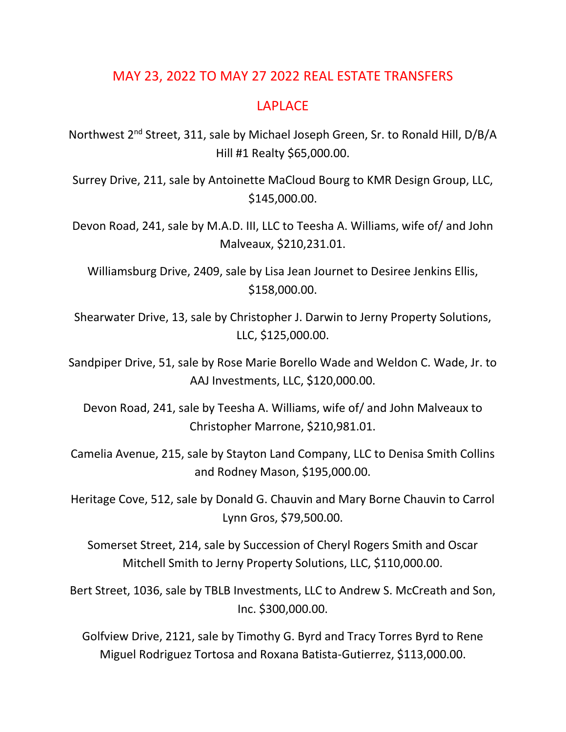# MAY 23, 2022 TO MAY 27 2022 REAL ESTATE TRANSFERS

## LAPLACE

Northwest 2nd Street, 311, sale by Michael Joseph Green, Sr. to Ronald Hill, D/B/A Hill #1 Realty $65,000.00.

Surrey Drive, 211, sale by Antoinette MaCloud Bourg to KMR Design Group, LLC, $145,000.00.

Devon Road, 241, sale by M.A.D. III, LLC to Teesha A. Williams, wife of/ and John Malveaux, $210,231.01.

Williamsburg Drive, 2409, sale by Lisa Jean Journet to Desiree Jenkins Ellis, $158,000.00.

Shearwater Drive, 13, sale by Christopher J. Darwin to Jerny Property Solutions, LLC, $125,000.00.

Sandpiper Drive, 51, sale by Rose Marie Borello Wade and Weldon C. Wade, Jr. to AAJ Investments, LLC, $120,000.00.

Devon Road, 241, sale by Teesha A. Williams, wife of/ and John Malveaux to Christopher Marrone, $210,981.01.

Camelia Avenue, 215, sale by Stayton Land Company, LLC to Denisa Smith Collins and Rodney Mason, $195,000.00.

Heritage Cove, 512, sale by Donald G. Chauvin and Mary Borne Chauvin to Carrol Lynn Gros, $79,500.00.

Somerset Street, 214, sale by Succession of Cheryl Rogers Smith and Oscar Mitchell Smith to Jerny Property Solutions, LLC, $110,000.00.

Bert Street, 1036, sale by TBLB Investments, LLC to Andrew S. McCreath and Son, Inc. $300,000.00.

Golfview Drive, 2121, sale by Timothy G. Byrd and Tracy Torres Byrd to Rene Miguel Rodriguez Tortosa and Roxana Batista-Gutierrez, $113,000.00.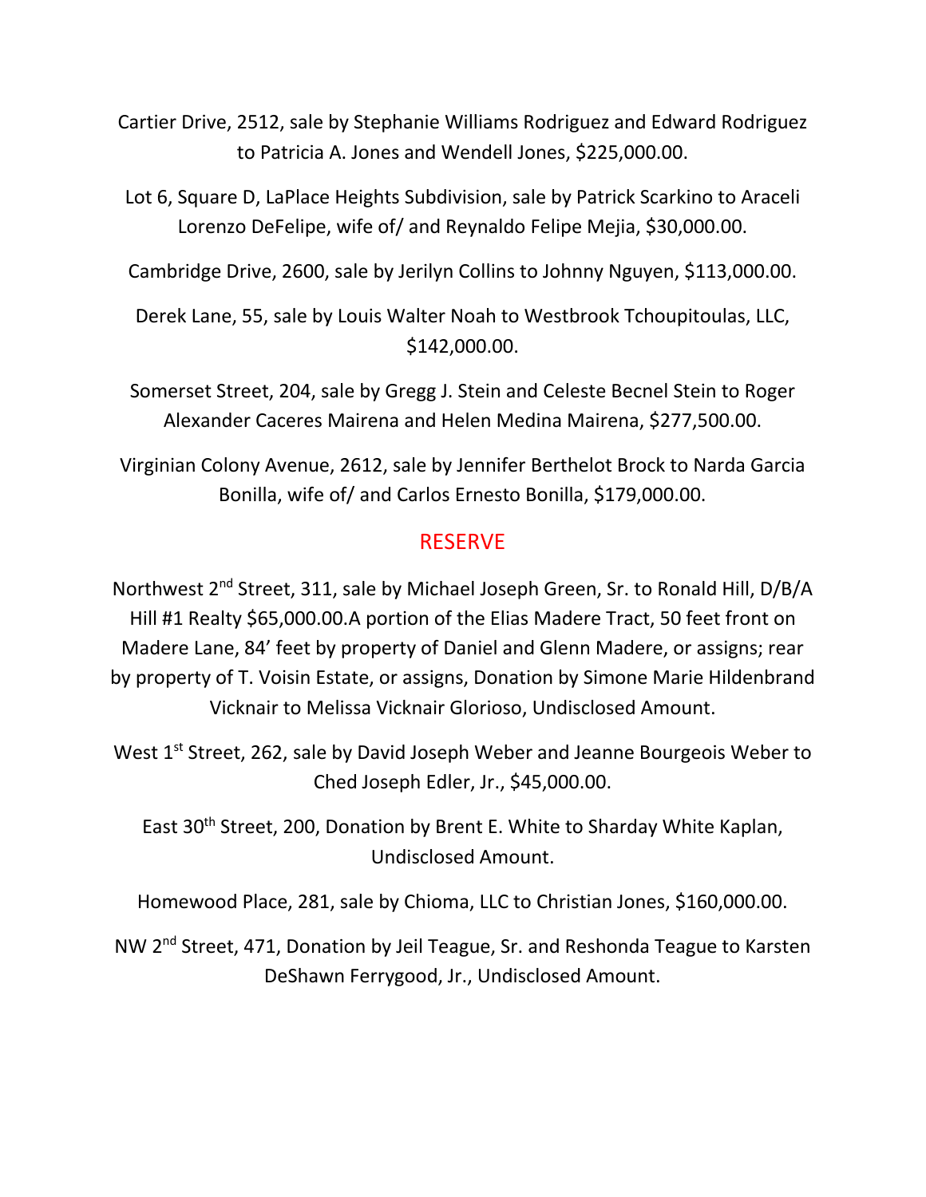Cartier Drive, 2512, sale by Stephanie Williams Rodriguez and Edward Rodriguez to Patricia A. Jones and Wendell Jones, $225,000.00.

Lot 6, Square D, LaPlace Heights Subdivision, sale by Patrick Scarkino to Araceli Lorenzo DeFelipe, wife of/ and Reynaldo Felipe Mejia, $30,000.00.

Cambridge Drive, 2600, sale by Jerilyn Collins to Johnny Nguyen, $113,000.00.

Derek Lane, 55, sale by Louis Walter Noah to Westbrook Tchoupitoulas, LLC, $142,000.00.

Somerset Street, 204, sale by Gregg J. Stein and Celeste Becnel Stein to Roger Alexander Caceres Mairena and Helen Medina Mairena, $277,500.00.

Virginian Colony Avenue, 2612, sale by Jennifer Berthelot Brock to Narda Garcia Bonilla, wife of/ and Carlos Ernesto Bonilla, $179,000.00.

## RESERVE

Northwest 2nd Street, 311, sale by Michael Joseph Green, Sr. to Ronald Hill, D/B/A Hill #1 Realty $65,000.00.A portion of the Elias Madere Tract, 50 feet front on Madere Lane, 84' feet by property of Daniel and Glenn Madere, or assigns; rear by property of T. Voisin Estate, or assigns, Donation by Simone Marie Hildenbrand Vicknair to Melissa Vicknair Glorioso, Undisclosed Amount.

West 1st Street, 262, sale by David Joseph Weber and Jeanne Bourgeois Weber to Ched Joseph Edler, Jr., $45,000.00.

East 30th Street, 200, Donation by Brent E. White to Sharday White Kaplan, Undisclosed Amount.

Homewood Place, 281, sale by Chioma, LLC to Christian Jones, $160,000.00.

NW 2nd Street, 471, Donation by Jeil Teague, Sr. and Reshonda Teague to Karsten DeShawn Ferrygood, Jr., Undisclosed Amount.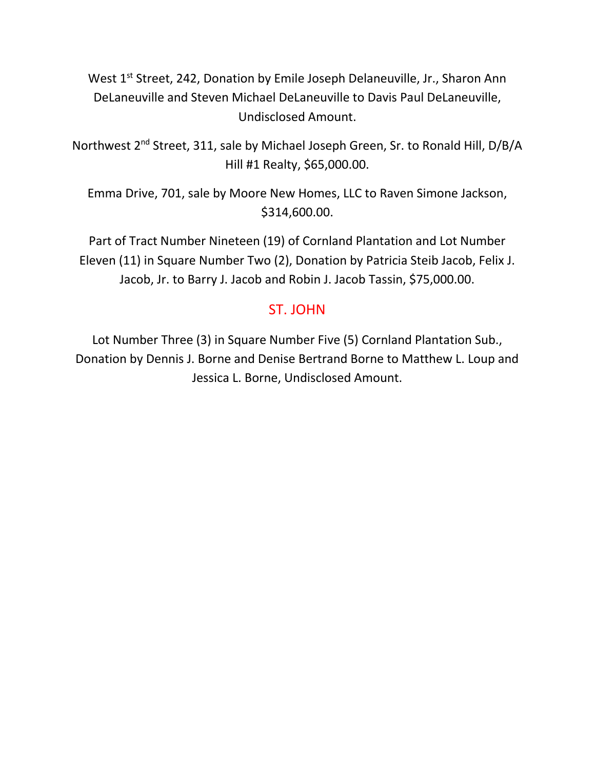West 1st Street, 242, Donation by Emile Joseph Delaneuville, Jr., Sharon Ann DeLaneuville and Steven Michael DeLaneuville to Davis Paul DeLaneuville, Undisclosed Amount.

Northwest 2nd Street, 311, sale by Michael Joseph Green, Sr. to Ronald Hill, D/B/A Hill #1 Realty, $65,000.00.

Emma Drive, 701, sale by Moore New Homes, LLC to Raven Simone Jackson, $314,600.00.

Part of Tract Number Nineteen (19) of Cornland Plantation and Lot Number Eleven (11) in Square Number Two (2), Donation by Patricia Steib Jacob, Felix J. Jacob, Jr. to Barry J. Jacob and Robin J. Jacob Tassin, $75,000.00.

## ST. JOHN

Lot Number Three (3) in Square Number Five (5) Cornland Plantation Sub., Donation by Dennis J. Borne and Denise Bertrand Borne to Matthew L. Loup and Jessica L. Borne, Undisclosed Amount.